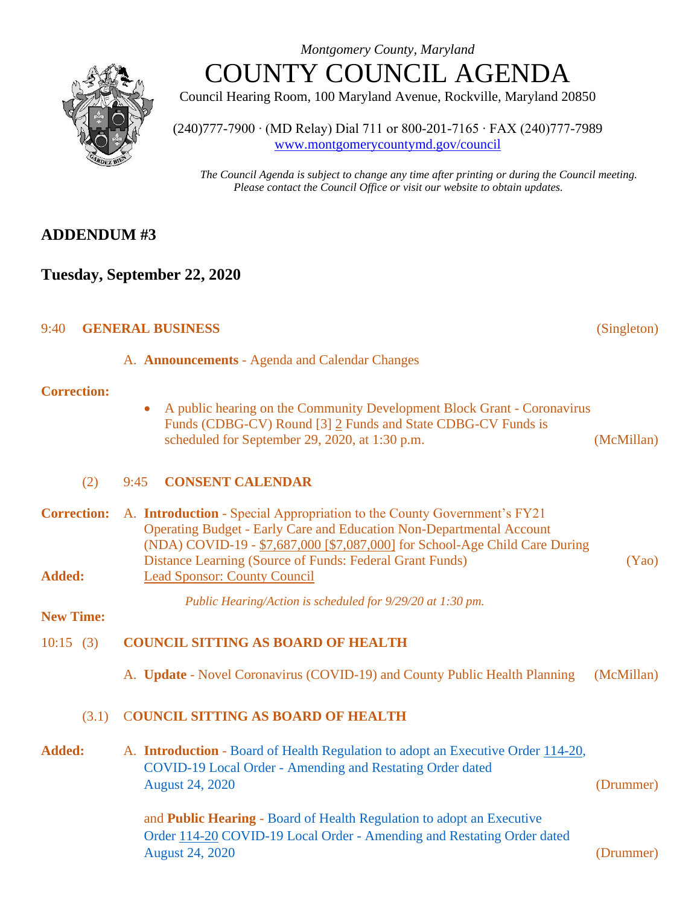*Montgomery County, Maryland*

# COUNTY COUNCIL AGENDA

Council Hearing Room, 100 Maryland Avenue, Rockville, Maryland 20850

(240)777-7900 · (MD Relay) Dial 711 or 800-201-7165 · FAX (240)777-7989
www.montgomerycountymd.gov/council

*The Council Agenda is subject to change any time after printing or during the Council meeting. Please contact the Council Office or visit our website to obtain updates.*

## ADDENDUM #3

## Tuesday, September 22, 2020

9:40 **GENERAL BUSINESS** (Singleton)

A. **Announcements** - Agenda and Calendar Changes

**Correction:**

- A public hearing on the Community Development Block Grant - Coronavirus Funds (CDBG-CV) Round [3] 2 Funds and State CDBG-CV Funds is scheduled for September 29, 2020, at 1:30 p.m. (McMillan)

(2) 9:45 **CONSENT CALENDAR**

**Correction:** A. **Introduction** - Special Appropriation to the County Government's FY21 Operating Budget - Early Care and Education Non-Departmental Account (NDA) COVID-19 - $7,687,000 [$7,087,000] for School-Age Child Care During Distance Learning (Source of Funds: Federal Grant Funds) (Yao)

**Added:** Lead Sponsor: County Council

*Public Hearing/Action is scheduled for 9/29/20 at 1:30 pm.*

**New Time:**

10:15 (3) **COUNCIL SITTING AS BOARD OF HEALTH**

A. **Update** - Novel Coronavirus (COVID-19) and County Public Health Planning (McMillan)

(3.1) **COUNCIL SITTING AS BOARD OF HEALTH**

**Added:** A. **Introduction** - Board of Health Regulation to adopt an Executive Order 114-20, COVID-19 Local Order - Amending and Restating Order dated August 24, 2020 (Drummer)

and **Public Hearing** - Board of Health Regulation to adopt an Executive Order 114-20 COVID-19 Local Order - Amending and Restating Order dated August 24, 2020 (Drummer)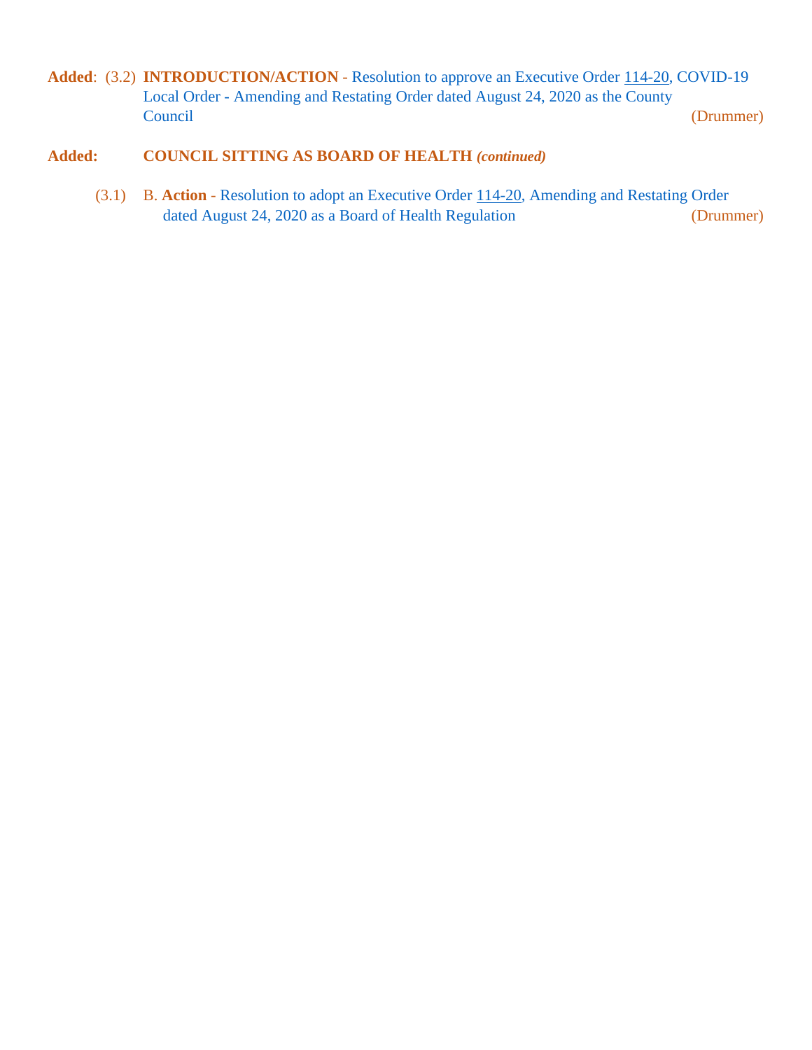**Added**: (3.2) **INTRODUCTION/ACTION** - Resolution to approve an Executive Order 114-20, COVID-19 Local Order - Amending and Restating Order dated August 24, 2020 as the County Council (Drummer)

**Added: COUNCIL SITTING AS BOARD OF HEALTH** ***(continued)***

(3.1) B. **Action** - Resolution to adopt an Executive Order 114-20, Amending and Restating Order dated August 24, 2020 as a Board of Health Regulation (Drummer)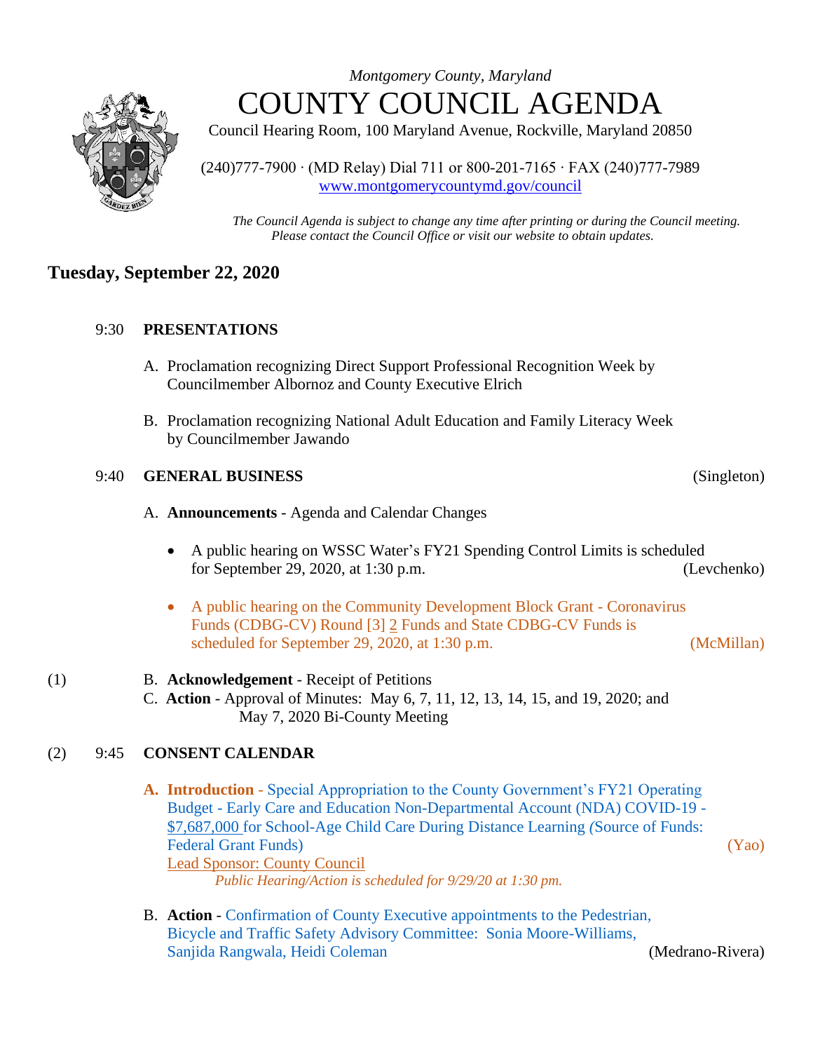*Montgomery County, Maryland*

# COUNTY COUNCIL AGENDA

Council Hearing Room, 100 Maryland Avenue, Rockville, Maryland 20850

(240)777-7900 · (MD Relay) Dial 711 or 800-201-7165 · FAX (240)777-7989
www.montgomerycountymd.gov/council

*The Council Agenda is subject to change any time after printing or during the Council meeting. Please contact the Council Office or visit our website to obtain updates.*

## Tuesday, September 22, 2020

9:30 **PRESENTATIONS**

A. Proclamation recognizing Direct Support Professional Recognition Week by Councilmember Albornoz and County Executive Elrich

B. Proclamation recognizing National Adult Education and Family Literacy Week by Councilmember Jawando

9:40 **GENERAL BUSINESS** (Singleton)

A. **Announcements** - Agenda and Calendar Changes

- A public hearing on WSSC Water's FY21 Spending Control Limits is scheduled for September 29, 2020, at 1:30 p.m. (Levchenko)
- A public hearing on the Community Development Block Grant - Coronavirus Funds (CDBG-CV) Round [3] 2 Funds and State CDBG-CV Funds is scheduled for September 29, 2020, at 1:30 p.m. (McMillan)

(1) B. **Acknowledgement** - Receipt of Petitions

C. **Action** - Approval of Minutes: May 6, 7, 11, 12, 13, 14, 15, and 19, 2020; and May 7, 2020 Bi-County Meeting

(2) 9:45 **CONSENT CALENDAR**

**A. Introduction** - Special Appropriation to the County Government's FY21 Operating Budget - Early Care and Education Non-Departmental Account (NDA) COVID-19 - $7,687,000 for School-Age Child Care During Distance Learning *(*Source of Funds: Federal Grant Funds) (Yao)
Lead Sponsor: County Council
*Public Hearing/Action is scheduled for 9/29/20 at 1:30 pm.*

B. **Action** - Confirmation of County Executive appointments to the Pedestrian, Bicycle and Traffic Safety Advisory Committee: Sonia Moore-Williams, Sanjida Rangwala, Heidi Coleman (Medrano-Rivera)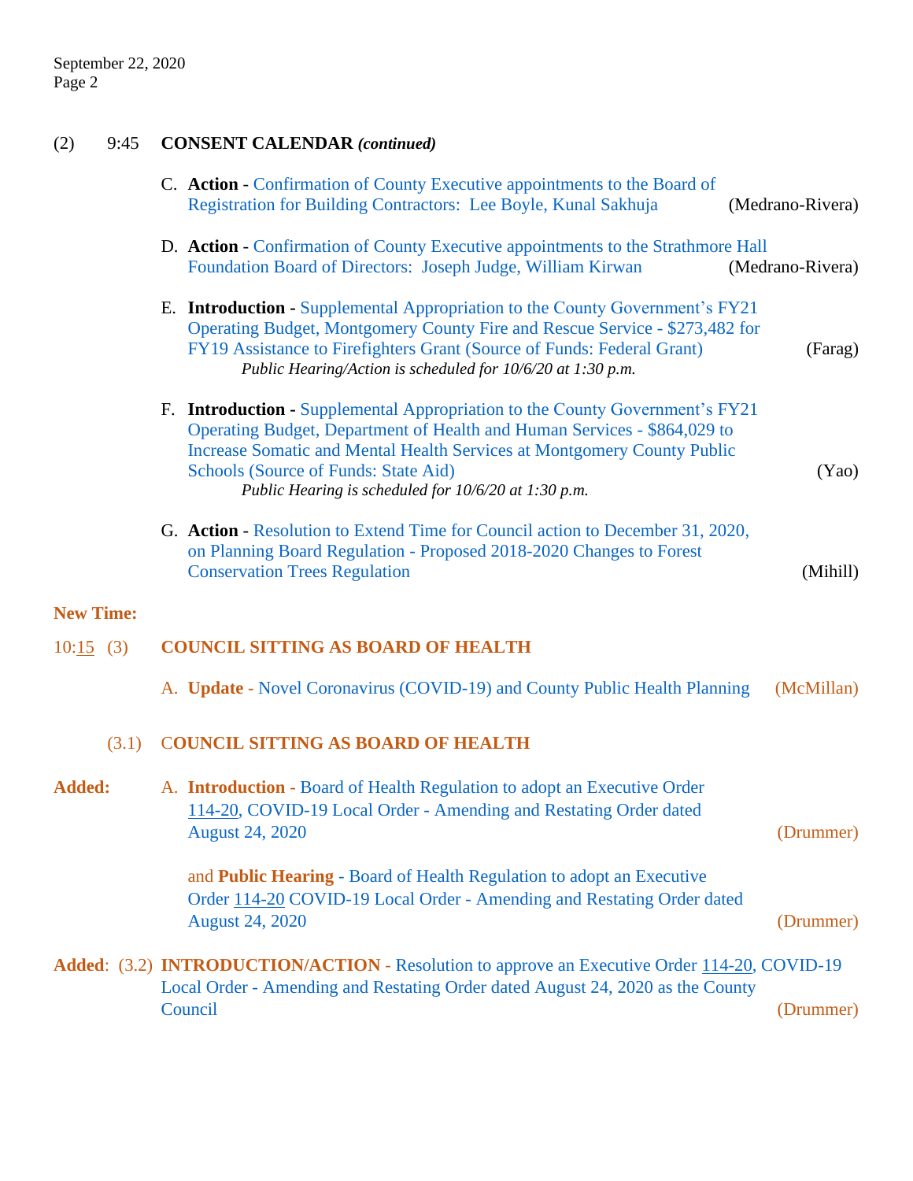(2) 9:45 **CONSENT CALENDAR** ***(continued)***

C. **Action** - Confirmation of County Executive appointments to the Board of Registration for Building Contractors: Lee Boyle, Kunal Sakhuja (Medrano-Rivera)

D. **Action** - Confirmation of County Executive appointments to the Strathmore Hall Foundation Board of Directors: Joseph Judge, William Kirwan (Medrano-Rivera)

E. **Introduction -** Supplemental Appropriation to the County Government's FY21 Operating Budget, Montgomery County Fire and Rescue Service - $273,482 for FY19 Assistance to Firefighters Grant (Source of Funds: Federal Grant) (Farag)
*Public Hearing/Action is scheduled for 10/6/20 at 1:30 p.m.*

F. **Introduction -** Supplemental Appropriation to the County Government's FY21 Operating Budget, Department of Health and Human Services - $864,029 to Increase Somatic and Mental Health Services at Montgomery County Public Schools (Source of Funds: State Aid) (Yao)
*Public Hearing is scheduled for 10/6/20 at 1:30 p.m.*

G. **Action** - Resolution to Extend Time for Council action to December 31, 2020, on Planning Board Regulation - Proposed 2018-2020 Changes to Forest Conservation Trees Regulation (Mihill)

**New Time:**

10:15 (3) **COUNCIL SITTING AS BOARD OF HEALTH**

A. **Update** - Novel Coronavirus (COVID-19) and County Public Health Planning (McMillan)

(3.1) **COUNCIL SITTING AS BOARD OF HEALTH**

**Added:** A. **Introduction** - Board of Health Regulation to adopt an Executive Order 114-20, COVID-19 Local Order - Amending and Restating Order dated August 24, 2020 (Drummer)

and **Public Hearing** - Board of Health Regulation to adopt an Executive Order 114-20 COVID-19 Local Order - Amending and Restating Order dated August 24, 2020 (Drummer)

**Added**: (3.2) **INTRODUCTION/ACTION** - Resolution to approve an Executive Order 114-20, COVID-19 Local Order - Amending and Restating Order dated August 24, 2020 as the County Council (Drummer)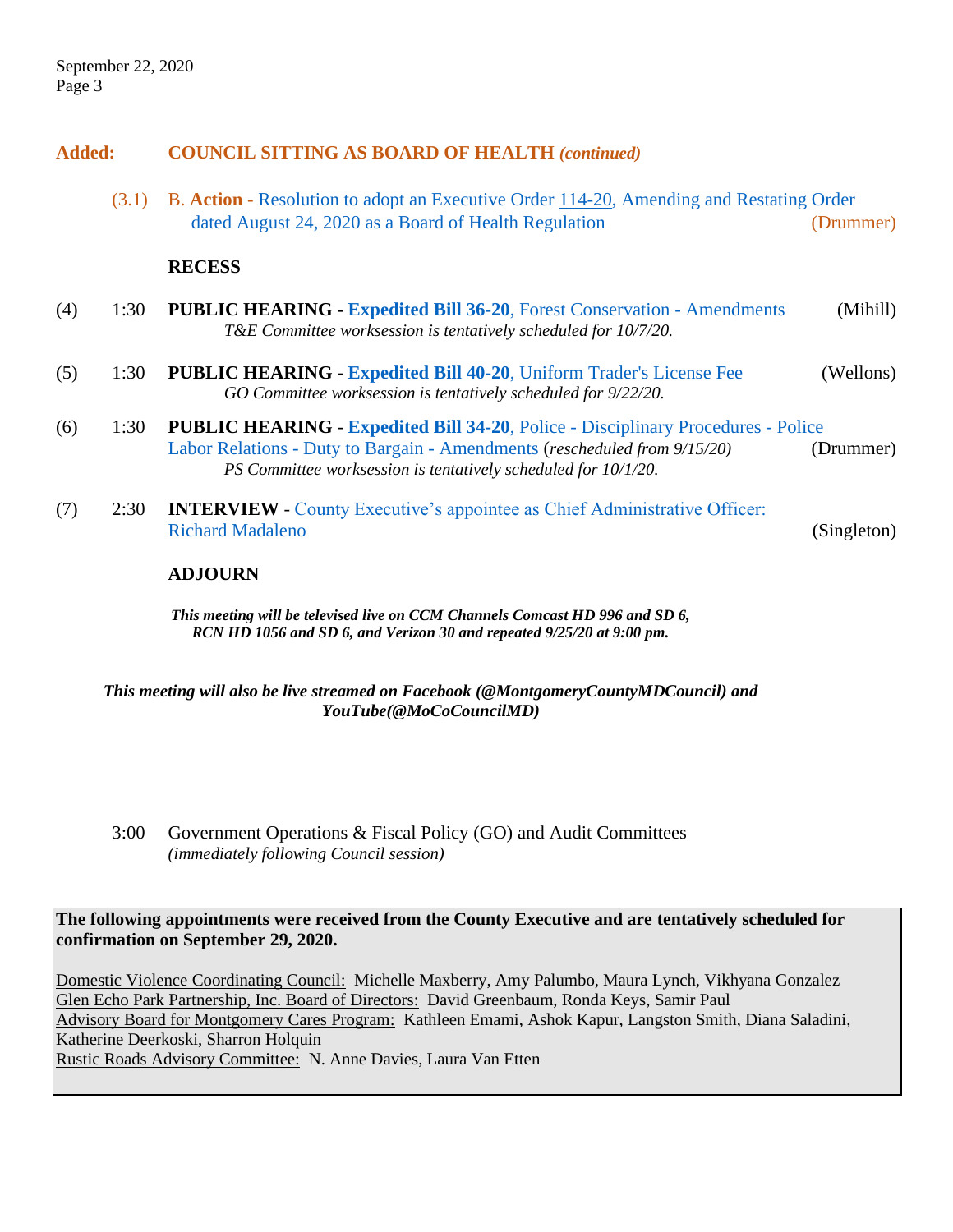**Added: COUNCIL SITTING AS BOARD OF HEALTH** ***(continued)***

(3.1) B. **Action** - Resolution to adopt an Executive Order 114-20, Amending and Restating Order dated August 24, 2020 as a Board of Health Regulation (Drummer)

**RECESS**

(4) 1:30 **PUBLIC HEARING - Expedited Bill 36-20**, Forest Conservation - Amendments (Mihill)
*T&E Committee worksession is tentatively scheduled for 10/7/20.*

(5) 1:30 **PUBLIC HEARING - Expedited Bill 40-20**, Uniform Trader's License Fee (Wellons)
*GO Committee worksession is tentatively scheduled for 9/22/20.*

(6) 1:30 **PUBLIC HEARING - Expedited Bill 34-20**, Police - Disciplinary Procedures - Police Labor Relations - Duty to Bargain - Amendments (*rescheduled from 9/15/20*) (Drummer)
*PS Committee worksession is tentatively scheduled for 10/1/20.*

(7) 2:30 **INTERVIEW** - County Executive's appointee as Chief Administrative Officer: Richard Madaleno (Singleton)

**ADJOURN**

***This meeting will be televised live on CCM Channels Comcast HD 996 and SD 6, RCN HD 1056 and SD 6, and Verizon 30 and repeated 9/25/20 at 9:00 pm.***

***This meeting will also be live streamed on Facebook (@MontgomeryCountyMDCouncil) and YouTube(@MoCoCouncilMD)***

3:00 Government Operations & Fiscal Policy (GO) and Audit Committees
*(immediately following Council session)*

**The following appointments were received from the County Executive and are tentatively scheduled for confirmation on September 29, 2020.**

Domestic Violence Coordinating Council: Michelle Maxberry, Amy Palumbo, Maura Lynch, Vikhyana Gonzalez
Glen Echo Park Partnership, Inc. Board of Directors: David Greenbaum, Ronda Keys, Samir Paul
Advisory Board for Montgomery Cares Program: Kathleen Emami, Ashok Kapur, Langston Smith, Diana Saladini, Katherine Deerkoski, Sharron Holquin
Rustic Roads Advisory Committee: N. Anne Davies, Laura Van Etten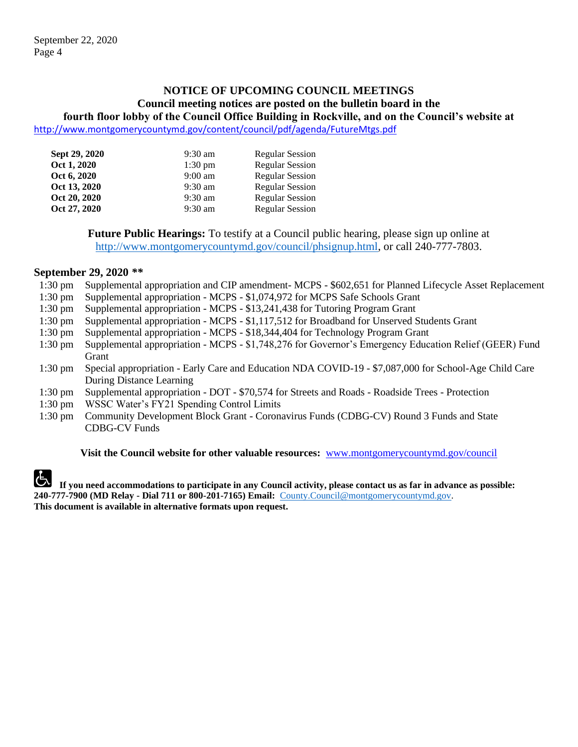## NOTICE OF UPCOMING COUNCIL MEETINGS

**Council meeting notices are posted on the bulletin board in the fourth floor lobby of the Council Office Building in Rockville, and on the Council's website at** http://www.montgomerycountymd.gov/content/council/pdf/agenda/FutureMtgs.pdf

| | | |
|---|---|---|
| **Sept 29, 2020** | 9:30 am | Regular Session |
| **Oct 1, 2020** | 1:30 pm | Regular Session |
| **Oct 6, 2020** | 9:00 am | Regular Session |
| **Oct 13, 2020** | 9:30 am | Regular Session |
| **Oct 20, 2020** | 9:30 am | Regular Session |
| **Oct 27, 2020** | 9:30 am | Regular Session |

**Future Public Hearings:** To testify at a Council public hearing, please sign up online at http://www.montgomerycountymd.gov/council/phsignup.html, or call 240-777-7803.

### September 29, 2020 **

- 1:30 pm Supplemental appropriation and CIP amendment- MCPS - $602,651 for Planned Lifecycle Asset Replacement
- 1:30 pm Supplemental appropriation - MCPS - $1,074,972 for MCPS Safe Schools Grant
- 1:30 pm Supplemental appropriation - MCPS - $13,241,438 for Tutoring Program Grant
- 1:30 pm Supplemental appropriation - MCPS - $1,117,512 for Broadband for Unserved Students Grant
- 1:30 pm Supplemental appropriation - MCPS - $18,344,404 for Technology Program Grant
- 1:30 pm Supplemental appropriation - MCPS - $1,748,276 for Governor's Emergency Education Relief (GEER) Fund Grant
- 1:30 pm Special appropriation - Early Care and Education NDA COVID-19 - $7,087,000 for School-Age Child Care During Distance Learning
- 1:30 pm Supplemental appropriation - DOT - $70,574 for Streets and Roads - Roadside Trees - Protection
- 1:30 pm WSSC Water's FY21 Spending Control Limits
- 1:30 pm Community Development Block Grant - Coronavirus Funds (CDBG-CV) Round 3 Funds and State CDBG-CV Funds

**Visit the Council website for other valuable resources:** www.montgomerycountymd.gov/council

**If you need accommodations to participate in any Council activity, please contact us as far in advance as possible: 240-777-7900 (MD Relay - Dial 711 or 800-201-7165) Email:** County.Council@montgomerycountymd.gov.
**This document is available in alternative formats upon request.**